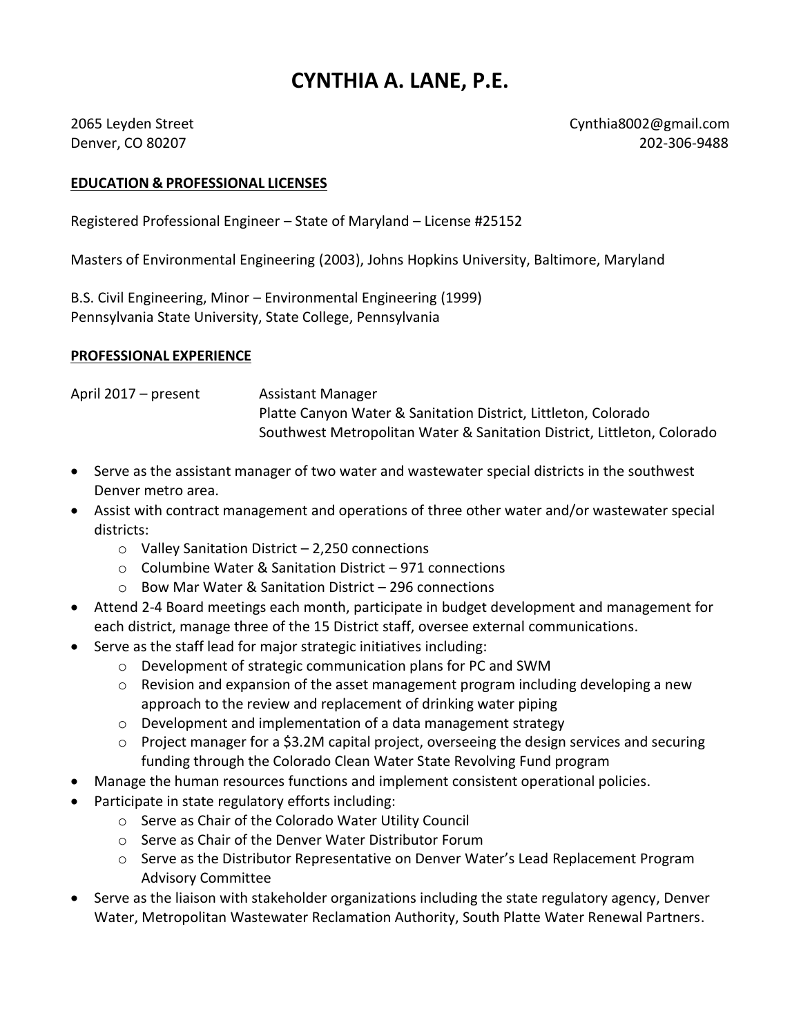# CYNTHIA A. LANE, P.E.

2065 Leyden Street
Denver, CO 80207

Cynthia8002@gmail.com
202-306-9488

## EDUCATION & PROFESSIONAL LICENSES

Registered Professional Engineer – State of Maryland – License #25152

Masters of Environmental Engineering (2003), Johns Hopkins University, Baltimore, Maryland

B.S. Civil Engineering, Minor – Environmental Engineering (1999)
Pennsylvania State University, State College, Pennsylvania

## PROFESSIONAL EXPERIENCE

April 2017 – present — Assistant Manager
Platte Canyon Water & Sanitation District, Littleton, Colorado
Southwest Metropolitan Water & Sanitation District, Littleton, Colorado

- Serve as the assistant manager of two water and wastewater special districts in the southwest Denver metro area.
- Assist with contract management and operations of three other water and/or wastewater special districts:
  - Valley Sanitation District – 2,250 connections
  - Columbine Water & Sanitation District – 971 connections
  - Bow Mar Water & Sanitation District – 296 connections
- Attend 2-4 Board meetings each month, participate in budget development and management for each district, manage three of the 15 District staff, oversee external communications.
- Serve as the staff lead for major strategic initiatives including:
  - Development of strategic communication plans for PC and SWM
  - Revision and expansion of the asset management program including developing a new approach to the review and replacement of drinking water piping
  - Development and implementation of a data management strategy
  - Project manager for a $3.2M capital project, overseeing the design services and securing funding through the Colorado Clean Water State Revolving Fund program
- Manage the human resources functions and implement consistent operational policies.
- Participate in state regulatory efforts including:
  - Serve as Chair of the Colorado Water Utility Council
  - Serve as Chair of the Denver Water Distributor Forum
  - Serve as the Distributor Representative on Denver Water's Lead Replacement Program Advisory Committee
- Serve as the liaison with stakeholder organizations including the state regulatory agency, Denver Water, Metropolitan Wastewater Reclamation Authority, South Platte Water Renewal Partners.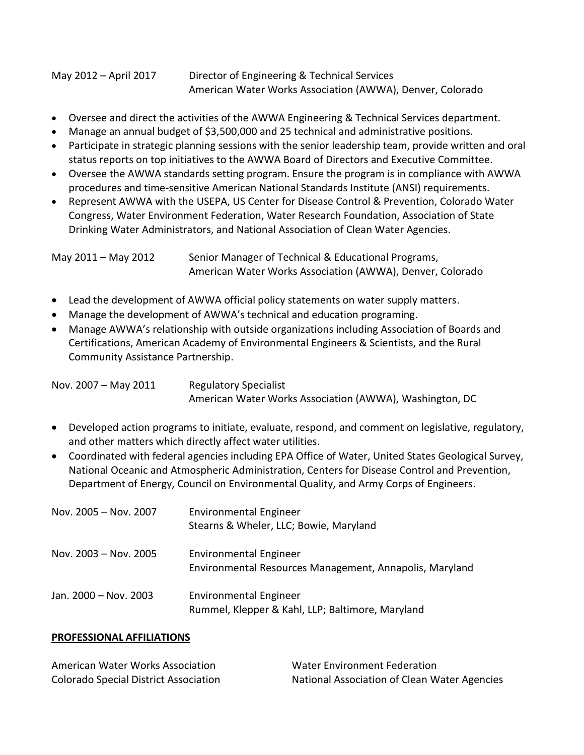May 2012 – April 2017 Director of Engineering & Technical Services
American Water Works Association (AWWA), Denver, Colorado

- Oversee and direct the activities of the AWWA Engineering & Technical Services department.
- Manage an annual budget of $3,500,000 and 25 technical and administrative positions.
- Participate in strategic planning sessions with the senior leadership team, provide written and oral status reports on top initiatives to the AWWA Board of Directors and Executive Committee.
- Oversee the AWWA standards setting program. Ensure the program is in compliance with AWWA procedures and time-sensitive American National Standards Institute (ANSI) requirements.
- Represent AWWA with the USEPA, US Center for Disease Control & Prevention, Colorado Water Congress, Water Environment Federation, Water Research Foundation, Association of State Drinking Water Administrators, and National Association of Clean Water Agencies.

May 2011 – May 2012 Senior Manager of Technical & Educational Programs,
American Water Works Association (AWWA), Denver, Colorado

- Lead the development of AWWA official policy statements on water supply matters.
- Manage the development of AWWA's technical and education programing.
- Manage AWWA's relationship with outside organizations including Association of Boards and Certifications, American Academy of Environmental Engineers & Scientists, and the Rural Community Assistance Partnership.

Nov. 2007 – May 2011 Regulatory Specialist
American Water Works Association (AWWA), Washington, DC

- Developed action programs to initiate, evaluate, respond, and comment on legislative, regulatory, and other matters which directly affect water utilities.
- Coordinated with federal agencies including EPA Office of Water, United States Geological Survey, National Oceanic and Atmospheric Administration, Centers for Disease Control and Prevention, Department of Energy, Council on Environmental Quality, and Army Corps of Engineers.

Nov. 2005 – Nov. 2007 Environmental Engineer
Stearns & Wheler, LLC; Bowie, Maryland

Nov. 2003 – Nov. 2005 Environmental Engineer
Environmental Resources Management, Annapolis, Maryland

Jan. 2000 – Nov. 2003 Environmental Engineer
Rummel, Klepper & Kahl, LLP; Baltimore, Maryland

## PROFESSIONAL AFFILIATIONS

American Water Works Association
Colorado Special District Association
Water Environment Federation
National Association of Clean Water Agencies